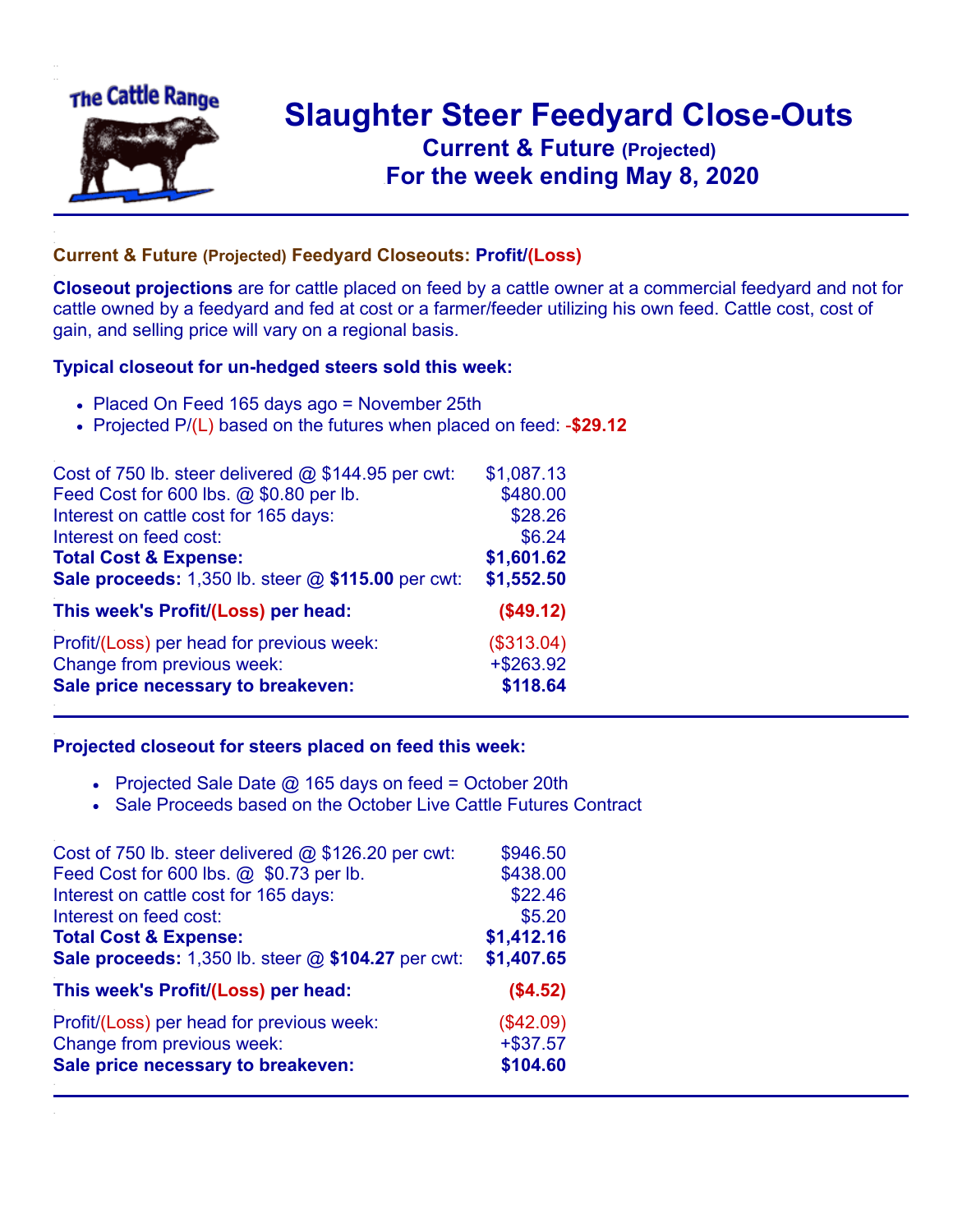The Cattle Range

# Slaughter Steer Feedyard Close-Outs

## Current & Future (Projected)

## For the week ending May 8, 2020

### Current & Future (Projected) Feedyard Closeouts: Profit/(Loss)

**Closeout projections** are for cattle placed on feed by a cattle owner at a commercial feedyard and not for cattle owned by a feedyard and fed at cost or a farmer/feeder utilizing his own feed. Cattle cost, cost of gain, and selling price will vary on a regional basis.

### Typical closeout for un-hedged steers sold this week:

- Placed On Feed 165 days ago = November 25th
- Projected P/(L) based on the futures when placed on feed: **-$29.12**

| | |
|---|---|
| Cost of 750 lb. steer delivered @ $144.95 per cwt: | $1,087.13 |
| Feed Cost for 600 lbs. @ $0.80 per lb. | $480.00 |
| Interest on cattle cost for 165 days: | $28.26 |
| Interest on feed cost: | $6.24 |
| **Total Cost & Expense:** | **$1,601.62** |
| **Sale proceeds:** 1,350 lb. steer @ **$115.00** per cwt: | **$1,552.50** |
| **This week's Profit/(Loss) per head:** | **($49.12)** |
| Profit/(Loss) per head for previous week: | ($313.04) |
| Change from previous week: | +$263.92 |
| **Sale price necessary to breakeven:** | **$118.64** |

### Projected closeout for steers placed on feed this week:

- Projected Sale Date @ 165 days on feed = October 20th
- Sale Proceeds based on the October Live Cattle Futures Contract

| | |
|---|---|
| Cost of 750 lb. steer delivered @ $126.20 per cwt: | $946.50 |
| Feed Cost for 600 lbs. @ $0.73 per lb. | $438.00 |
| Interest on cattle cost for 165 days: | $22.46 |
| Interest on feed cost: | $5.20 |
| **Total Cost & Expense:** | **$1,412.16** |
| **Sale proceeds:** 1,350 lb. steer @ **$104.27** per cwt: | **$1,407.65** |
| **This week's Profit/(Loss) per head:** | **($4.52)** |
| Profit/(Loss) per head for previous week: | ($42.09) |
| Change from previous week: | +$37.57 |
| **Sale price necessary to breakeven:** | **$104.60** |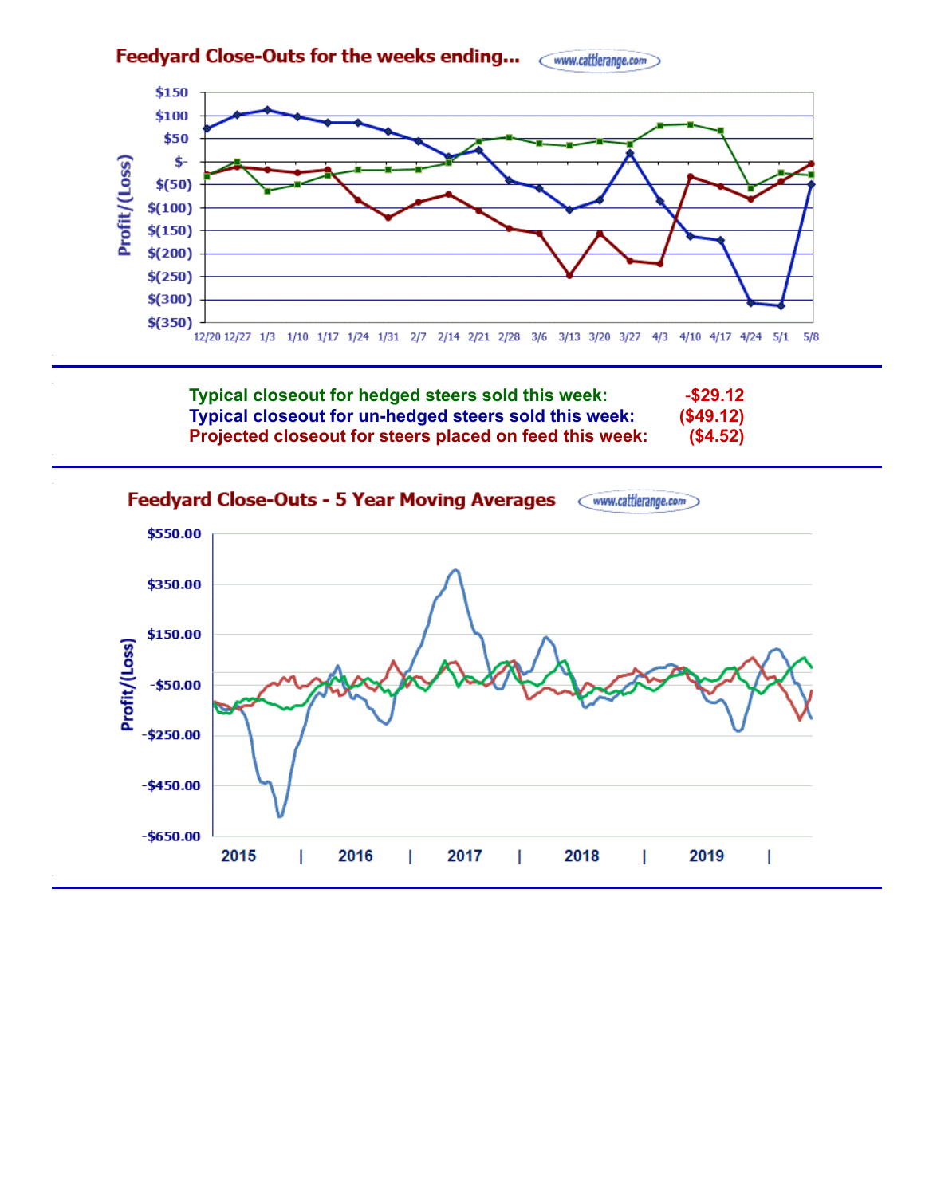## Feedyard Close-Outs for the weeks ending...

www.cattlerange.com

$150
$100
$50
$-
$(50)
$(100)
$(150)
$(200)
$(250)
$(300)
$(350)

Profit/(Loss)

12/20 12/27 1/3 1/10 1/17 1/24 1/31 2/7 2/14 2/21 2/28 3/6 3/13 3/20 3/27 4/3 4/10 4/17 4/24 5/1 5/8

---

**Typical closeout for hedged steers sold this week:** -$29.12
**Typical closeout for un-hedged steers sold this week:** ($49.12)
**Projected closeout for steers placed on feed this week:** ($4.52)

---

## Feedyard Close-Outs - 5 Year Moving Averages

www.cattlerange.com

$550.00
$350.00
$150.00
-$50.00
-$250.00
-$450.00
-$650.00

Profit/(Loss)

2015 | 2016 | 2017 | 2018 | 2019 |